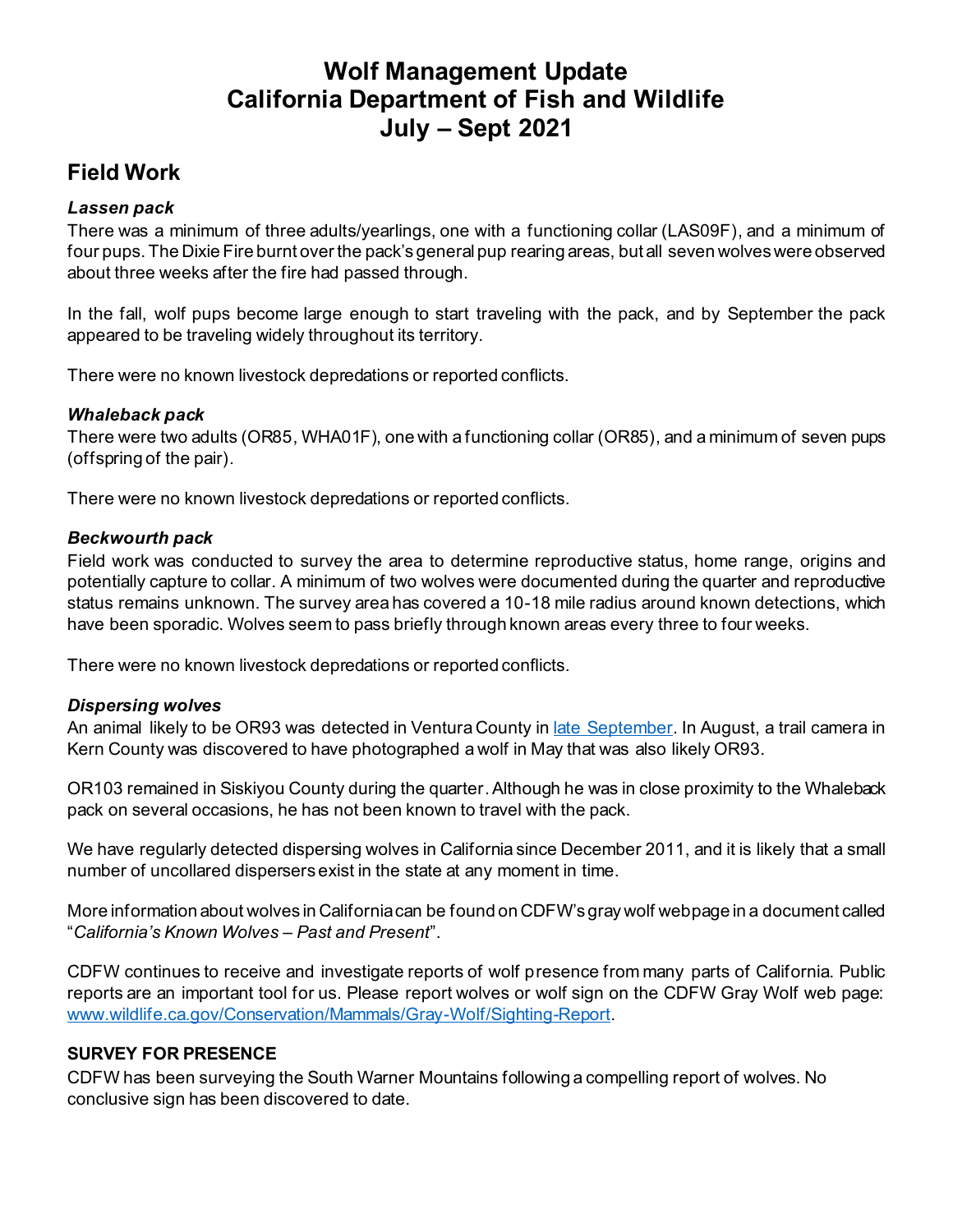# Wolf Management Update
# California Department of Fish and Wildlife
# July – Sept 2021

## Field Work

### *Lassen pack*

There was a minimum of three adults/yearlings, one with a functioning collar (LAS09F), and a minimum of four pups. The Dixie Fire burnt over the pack's general pup rearing areas, but all seven wolves were observed about three weeks after the fire had passed through.

In the fall, wolf pups become large enough to start traveling with the pack, and by September the pack appeared to be traveling widely throughout its territory.

There were no known livestock depredations or reported conflicts.

### *Whaleback pack*

There were two adults (OR85, WHA01F), one with a functioning collar (OR85), and a minimum of seven pups (offspring of the pair).

There were no known livestock depredations or reported conflicts.

### *Beckwourth pack*

Field work was conducted to survey the area to determine reproductive status, home range, origins and potentially capture to collar. A minimum of two wolves were documented during the quarter and reproductive status remains unknown. The survey area has covered a 10-18 mile radius around known detections, which have been sporadic. Wolves seem to pass briefly through known areas every three to four weeks.

There were no known livestock depredations or reported conflicts.

### *Dispersing wolves*

An animal likely to be OR93 was detected in Ventura County in [late September](). In August, a trail camera in Kern County was discovered to have photographed a wolf in May that was also likely OR93.

OR103 remained in Siskiyou County during the quarter. Although he was in close proximity to the Whaleback pack on several occasions, he has not been known to travel with the pack.

We have regularly detected dispersing wolves in California since December 2011, and it is likely that a small number of uncollared dispersers exist in the state at any moment in time.

More information about wolves in California can be found on CDFW's gray wolf webpage in a document called "*California's Known Wolves – Past and Present*".

CDFW continues to receive and investigate reports of wolf presence from many parts of California. Public reports are an important tool for us. Please report wolves or wolf sign on the CDFW Gray Wolf web page: [www.wildlife.ca.gov/Conservation/Mammals/Gray-Wolf/Sighting-Report](www.wildlife.ca.gov/Conservation/Mammals/Gray-Wolf/Sighting-Report).

**SURVEY FOR PRESENCE**

CDFW has been surveying the South Warner Mountains following a compelling report of wolves. No conclusive sign has been discovered to date.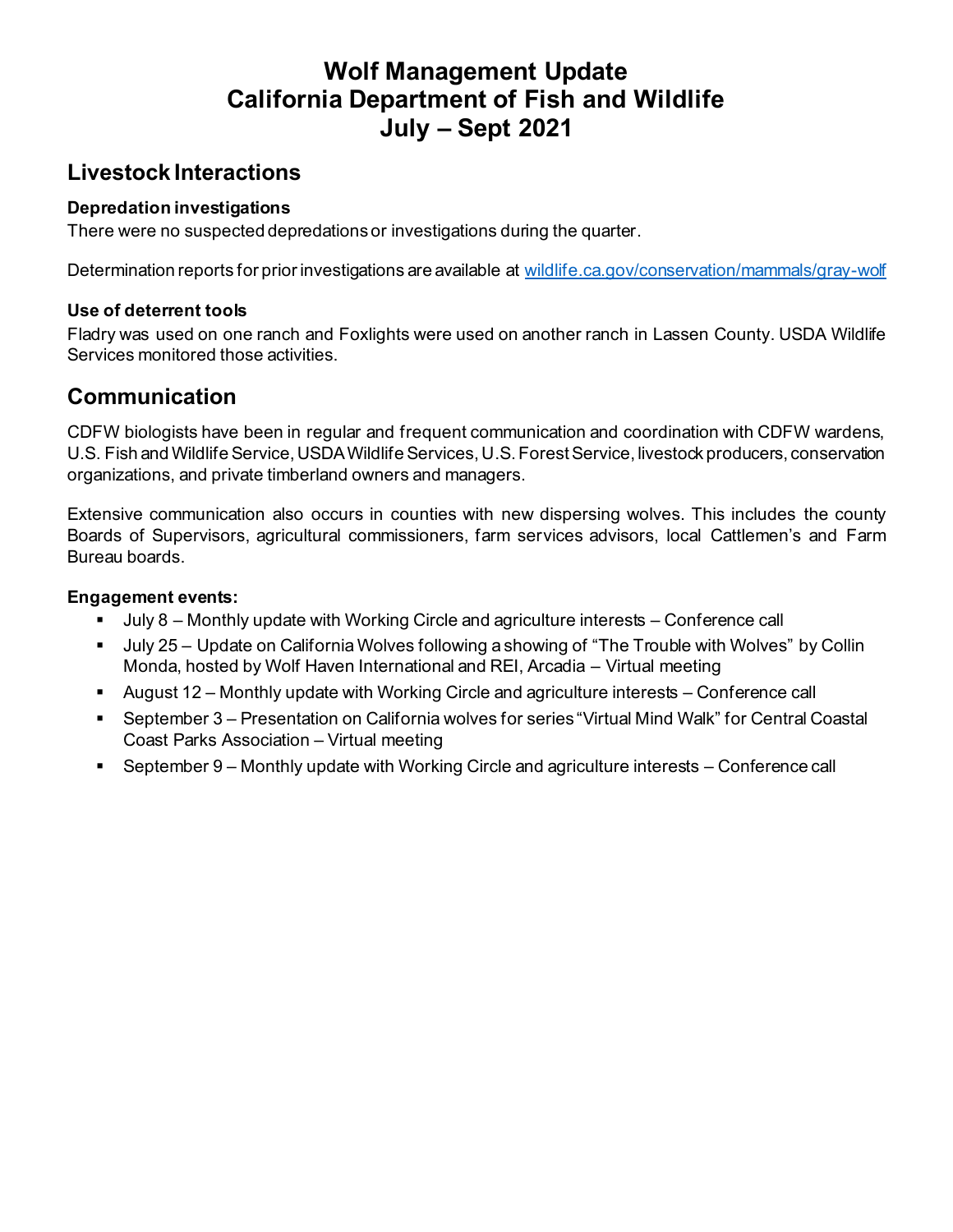# Wolf Management Update
# California Department of Fish and Wildlife
# July – Sept 2021

## Livestock Interactions

### Depredation investigations

There were no suspected depredations or investigations during the quarter.

Determination reports for prior investigations are available at [wildlife.ca.gov/conservation/mammals/gray-wolf](wildlife.ca.gov/conservation/mammals/gray-wolf)

### Use of deterrent tools

Fladry was used on one ranch and Foxlights were used on another ranch in Lassen County. USDA Wildlife Services monitored those activities.

## Communication

CDFW biologists have been in regular and frequent communication and coordination with CDFW wardens, U.S. Fish and Wildlife Service, USDA Wildlife Services, U.S. Forest Service, livestock producers, conservation organizations, and private timberland owners and managers.

Extensive communication also occurs in counties with new dispersing wolves. This includes the county Boards of Supervisors, agricultural commissioners, farm services advisors, local Cattlemen's and Farm Bureau boards.

**Engagement events:**

- July 8 – Monthly update with Working Circle and agriculture interests – Conference call
- July 25 – Update on California Wolves following a showing of "The Trouble with Wolves" by Collin Monda, hosted by Wolf Haven International and REI, Arcadia – Virtual meeting
- August 12 – Monthly update with Working Circle and agriculture interests – Conference call
- September 3 – Presentation on California wolves for series "Virtual Mind Walk" for Central Coastal Coast Parks Association – Virtual meeting
- September 9 – Monthly update with Working Circle and agriculture interests – Conference call